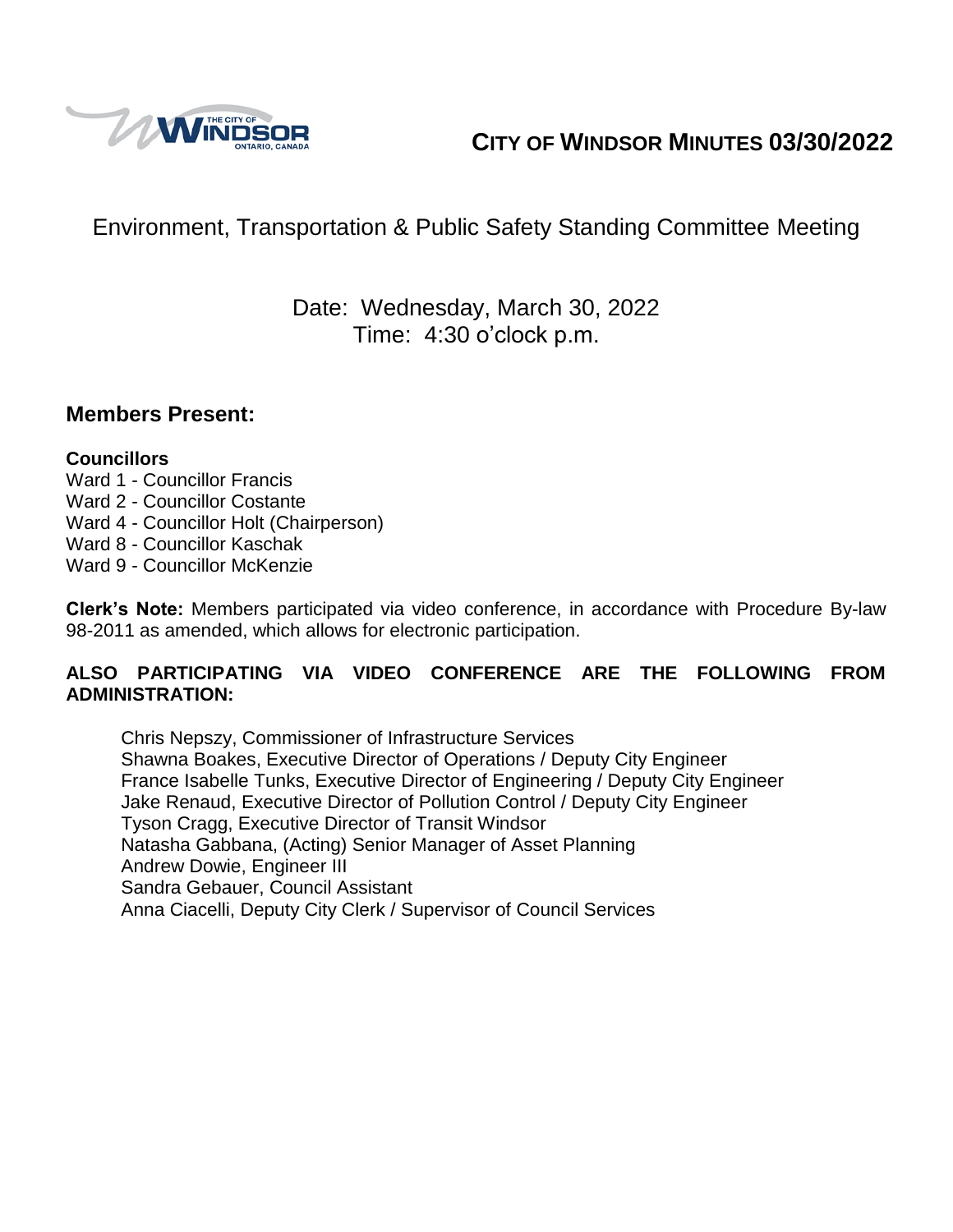# CITY OF WINDSOR MINUTES 03/30/2022

## Environment, Transportation & Public Safety Standing Committee Meeting

Date: Wednesday, March 30, 2022
Time: 4:30 o'clock p.m.

## Members Present:

**Councillors**
Ward 1 - Councillor Francis
Ward 2 - Councillor Costante
Ward 4 - Councillor Holt (Chairperson)
Ward 8 - Councillor Kaschak
Ward 9 - Councillor McKenzie

**Clerk's Note:** Members participated via video conference, in accordance with Procedure By-law 98-2011 as amended, which allows for electronic participation.

**ALSO PARTICIPATING VIA VIDEO CONFERENCE ARE THE FOLLOWING FROM ADMINISTRATION:**

Chris Nepszy, Commissioner of Infrastructure Services
Shawna Boakes, Executive Director of Operations / Deputy City Engineer
France Isabelle Tunks, Executive Director of Engineering / Deputy City Engineer
Jake Renaud, Executive Director of Pollution Control / Deputy City Engineer
Tyson Cragg, Executive Director of Transit Windsor
Natasha Gabbana, (Acting) Senior Manager of Asset Planning
Andrew Dowie, Engineer III
Sandra Gebauer, Council Assistant
Anna Ciacelli, Deputy City Clerk / Supervisor of Council Services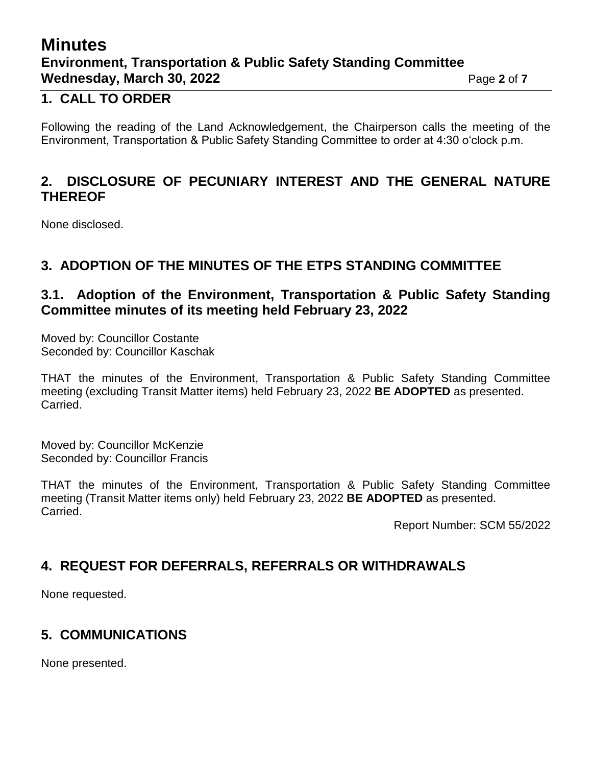## 1. CALL TO ORDER

Following the reading of the Land Acknowledgement, the Chairperson calls the meeting of the Environment, Transportation & Public Safety Standing Committee to order at 4:30 o'clock p.m.

## 2. DISCLOSURE OF PECUNIARY INTEREST AND THE GENERAL NATURE THEREOF

None disclosed.

## 3. ADOPTION OF THE MINUTES OF THE ETPS STANDING COMMITTEE

### 3.1. Adoption of the Environment, Transportation & Public Safety Standing Committee minutes of its meeting held February 23, 2022

Moved by: Councillor Costante
Seconded by: Councillor Kaschak

THAT the minutes of the Environment, Transportation & Public Safety Standing Committee meeting (excluding Transit Matter items) held February 23, 2022 **BE ADOPTED** as presented.
Carried.

Moved by: Councillor McKenzie
Seconded by: Councillor Francis

THAT the minutes of the Environment, Transportation & Public Safety Standing Committee meeting (Transit Matter items only) held February 23, 2022 **BE ADOPTED** as presented.
Carried.

Report Number: SCM 55/2022

## 4. REQUEST FOR DEFERRALS, REFERRALS OR WITHDRAWALS

None requested.

## 5. COMMUNICATIONS

None presented.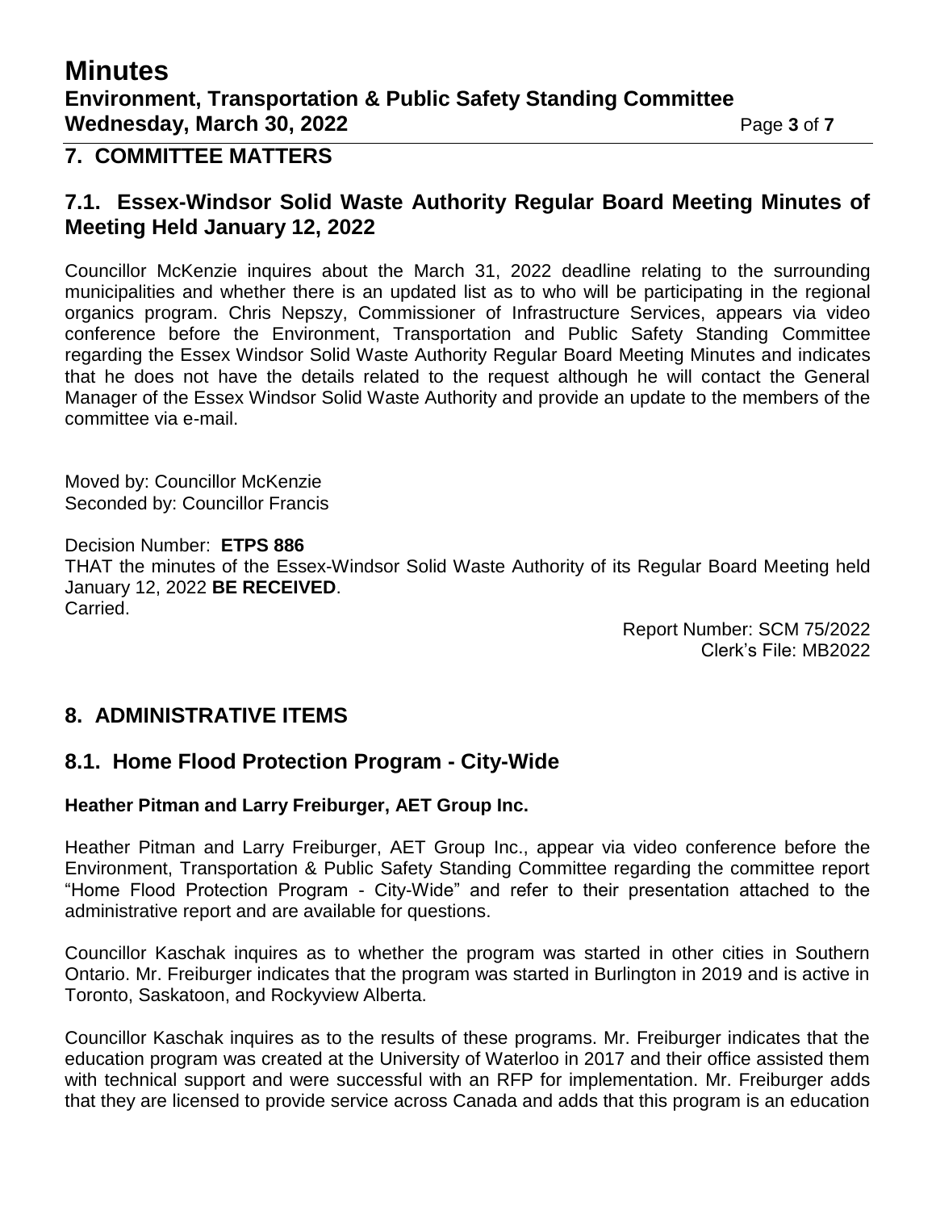## 7. COMMITTEE MATTERS

### 7.1. Essex-Windsor Solid Waste Authority Regular Board Meeting Minutes of Meeting Held January 12, 2022

Councillor McKenzie inquires about the March 31, 2022 deadline relating to the surrounding municipalities and whether there is an updated list as to who will be participating in the regional organics program. Chris Nepszy, Commissioner of Infrastructure Services, appears via video conference before the Environment, Transportation and Public Safety Standing Committee regarding the Essex Windsor Solid Waste Authority Regular Board Meeting Minutes and indicates that he does not have the details related to the request although he will contact the General Manager of the Essex Windsor Solid Waste Authority and provide an update to the members of the committee via e-mail.

Moved by: Councillor McKenzie
Seconded by: Councillor Francis

Decision Number: **ETPS 886**
THAT the minutes of the Essex-Windsor Solid Waste Authority of its Regular Board Meeting held January 12, 2022 **BE RECEIVED**.
Carried.

Report Number: SCM 75/2022
Clerk's File: MB2022

## 8. ADMINISTRATIVE ITEMS

### 8.1. Home Flood Protection Program - City-Wide

**Heather Pitman and Larry Freiburger, AET Group Inc.**

Heather Pitman and Larry Freiburger, AET Group Inc., appear via video conference before the Environment, Transportation & Public Safety Standing Committee regarding the committee report "Home Flood Protection Program - City-Wide" and refer to their presentation attached to the administrative report and are available for questions.

Councillor Kaschak inquires as to whether the program was started in other cities in Southern Ontario. Mr. Freiburger indicates that the program was started in Burlington in 2019 and is active in Toronto, Saskatoon, and Rockyview Alberta.

Councillor Kaschak inquires as to the results of these programs. Mr. Freiburger indicates that the education program was created at the University of Waterloo in 2017 and their office assisted them with technical support and were successful with an RFP for implementation. Mr. Freiburger adds that they are licensed to provide service across Canada and adds that this program is an education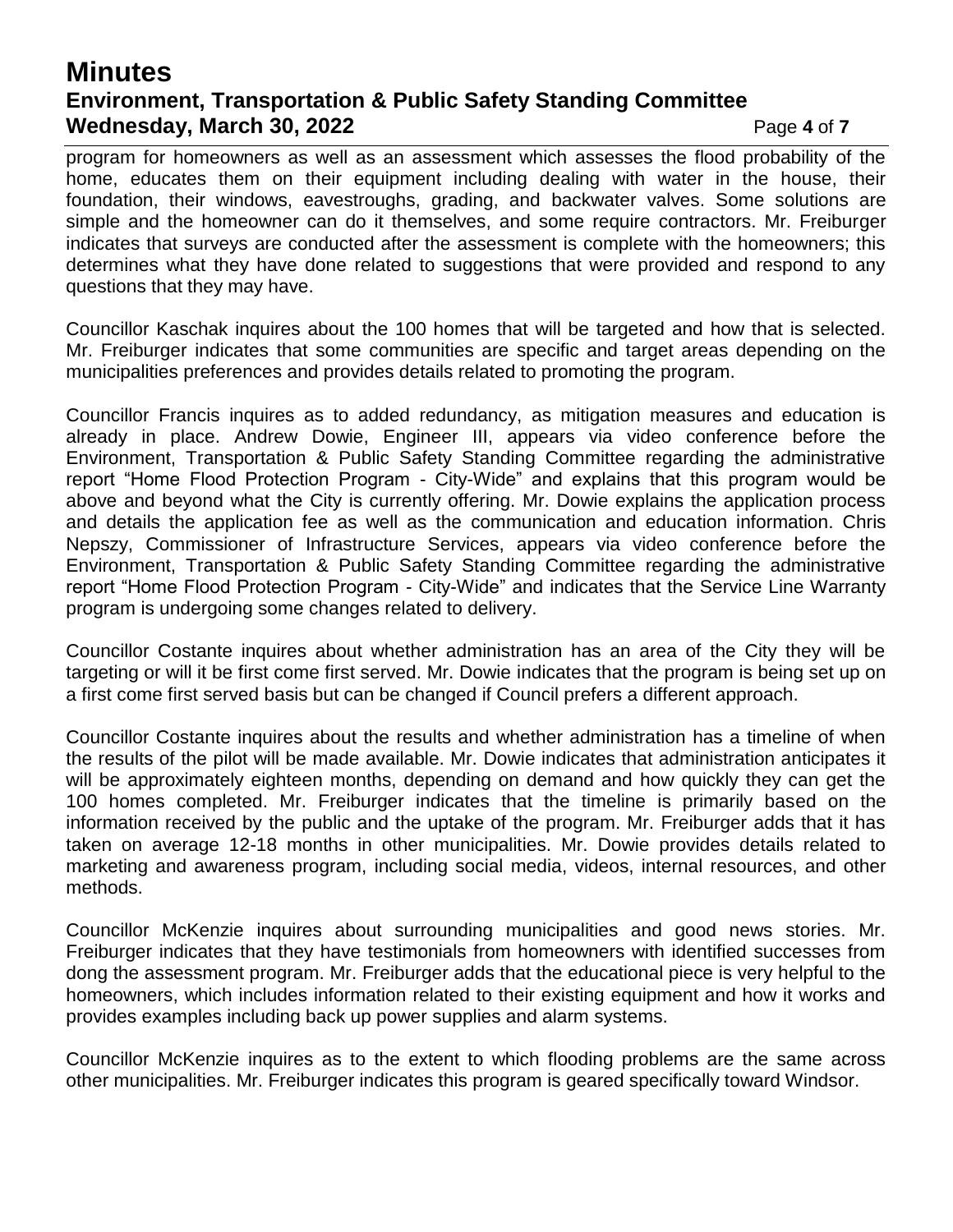program for homeowners as well as an assessment which assesses the flood probability of the home, educates them on their equipment including dealing with water in the house, their foundation, their windows, eavestroughs, grading, and backwater valves. Some solutions are simple and the homeowner can do it themselves, and some require contractors. Mr. Freiburger indicates that surveys are conducted after the assessment is complete with the homeowners; this determines what they have done related to suggestions that were provided and respond to any questions that they may have.

Councillor Kaschak inquires about the 100 homes that will be targeted and how that is selected. Mr. Freiburger indicates that some communities are specific and target areas depending on the municipalities preferences and provides details related to promoting the program.

Councillor Francis inquires as to added redundancy, as mitigation measures and education is already in place. Andrew Dowie, Engineer III, appears via video conference before the Environment, Transportation & Public Safety Standing Committee regarding the administrative report "Home Flood Protection Program - City-Wide" and explains that this program would be above and beyond what the City is currently offering. Mr. Dowie explains the application process and details the application fee as well as the communication and education information. Chris Nepszy, Commissioner of Infrastructure Services, appears via video conference before the Environment, Transportation & Public Safety Standing Committee regarding the administrative report "Home Flood Protection Program - City-Wide" and indicates that the Service Line Warranty program is undergoing some changes related to delivery.

Councillor Costante inquires about whether administration has an area of the City they will be targeting or will it be first come first served. Mr. Dowie indicates that the program is being set up on a first come first served basis but can be changed if Council prefers a different approach.

Councillor Costante inquires about the results and whether administration has a timeline of when the results of the pilot will be made available. Mr. Dowie indicates that administration anticipates it will be approximately eighteen months, depending on demand and how quickly they can get the 100 homes completed. Mr. Freiburger indicates that the timeline is primarily based on the information received by the public and the uptake of the program. Mr. Freiburger adds that it has taken on average 12-18 months in other municipalities. Mr. Dowie provides details related to marketing and awareness program, including social media, videos, internal resources, and other methods.

Councillor McKenzie inquires about surrounding municipalities and good news stories. Mr. Freiburger indicates that they have testimonials from homeowners with identified successes from dong the assessment program. Mr. Freiburger adds that the educational piece is very helpful to the homeowners, which includes information related to their existing equipment and how it works and provides examples including back up power supplies and alarm systems.

Councillor McKenzie inquires as to the extent to which flooding problems are the same across other municipalities. Mr. Freiburger indicates this program is geared specifically toward Windsor.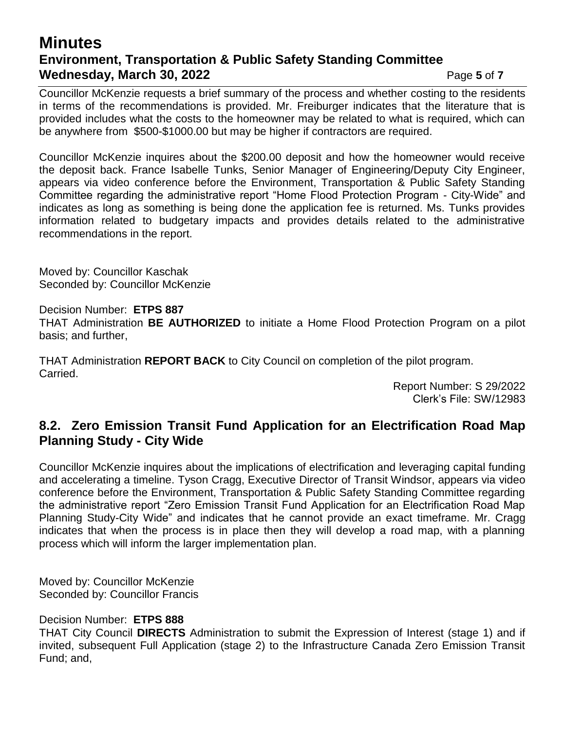Councillor McKenzie requests a brief summary of the process and whether costing to the residents in terms of the recommendations is provided. Mr. Freiburger indicates that the literature that is provided includes what the costs to the homeowner may be related to what is required, which can be anywhere from $500-$1000.00 but may be higher if contractors are required.

Councillor McKenzie inquires about the $200.00 deposit and how the homeowner would receive the deposit back. France Isabelle Tunks, Senior Manager of Engineering/Deputy City Engineer, appears via video conference before the Environment, Transportation & Public Safety Standing Committee regarding the administrative report "Home Flood Protection Program - City-Wide" and indicates as long as something is being done the application fee is returned. Ms. Tunks provides information related to budgetary impacts and provides details related to the administrative recommendations in the report.

Moved by: Councillor Kaschak
Seconded by: Councillor McKenzie

Decision Number: **ETPS 887**
THAT Administration **BE AUTHORIZED** to initiate a Home Flood Protection Program on a pilot basis; and further,

THAT Administration **REPORT BACK** to City Council on completion of the pilot program.
Carried.

Report Number: S 29/2022
Clerk's File: SW/12983

## 8.2. Zero Emission Transit Fund Application for an Electrification Road Map Planning Study - City Wide

Councillor McKenzie inquires about the implications of electrification and leveraging capital funding and accelerating a timeline. Tyson Cragg, Executive Director of Transit Windsor, appears via video conference before the Environment, Transportation & Public Safety Standing Committee regarding the administrative report "Zero Emission Transit Fund Application for an Electrification Road Map Planning Study-City Wide" and indicates that he cannot provide an exact timeframe. Mr. Cragg indicates that when the process is in place then they will develop a road map, with a planning process which will inform the larger implementation plan.

Moved by: Councillor McKenzie
Seconded by: Councillor Francis

Decision Number: **ETPS 888**
THAT City Council **DIRECTS** Administration to submit the Expression of Interest (stage 1) and if invited, subsequent Full Application (stage 2) to the Infrastructure Canada Zero Emission Transit Fund; and,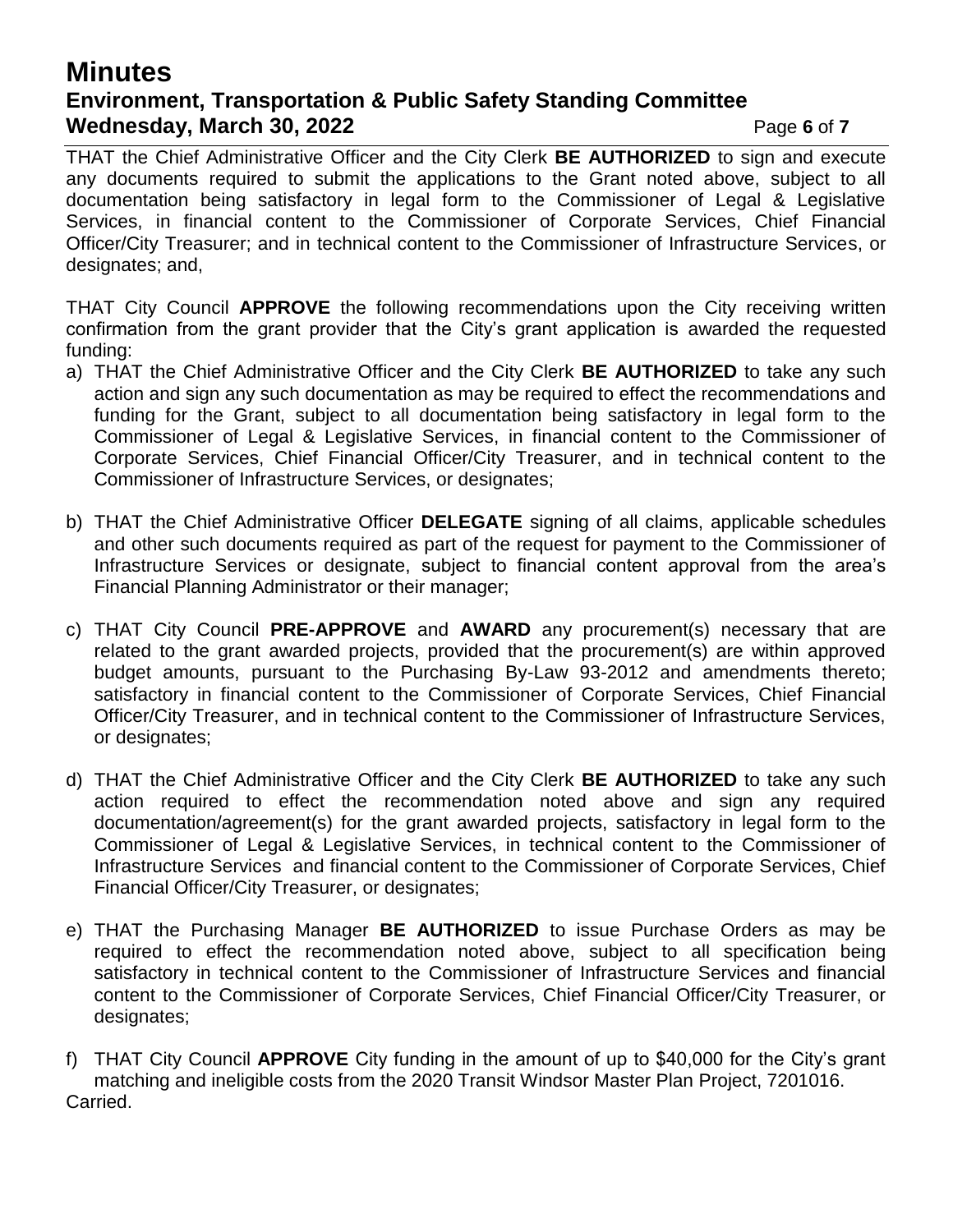THAT the Chief Administrative Officer and the City Clerk **BE AUTHORIZED** to sign and execute any documents required to submit the applications to the Grant noted above, subject to all documentation being satisfactory in legal form to the Commissioner of Legal & Legislative Services, in financial content to the Commissioner of Corporate Services, Chief Financial Officer/City Treasurer; and in technical content to the Commissioner of Infrastructure Services, or designates; and,

THAT City Council **APPROVE** the following recommendations upon the City receiving written confirmation from the grant provider that the City's grant application is awarded the requested funding:

a) THAT the Chief Administrative Officer and the City Clerk **BE AUTHORIZED** to take any such action and sign any such documentation as may be required to effect the recommendations and funding for the Grant, subject to all documentation being satisfactory in legal form to the Commissioner of Legal & Legislative Services, in financial content to the Commissioner of Corporate Services, Chief Financial Officer/City Treasurer, and in technical content to the Commissioner of Infrastructure Services, or designates;

b) THAT the Chief Administrative Officer **DELEGATE** signing of all claims, applicable schedules and other such documents required as part of the request for payment to the Commissioner of Infrastructure Services or designate, subject to financial content approval from the area's Financial Planning Administrator or their manager;

c) THAT City Council **PRE-APPROVE** and **AWARD** any procurement(s) necessary that are related to the grant awarded projects, provided that the procurement(s) are within approved budget amounts, pursuant to the Purchasing By-Law 93-2012 and amendments thereto; satisfactory in financial content to the Commissioner of Corporate Services, Chief Financial Officer/City Treasurer, and in technical content to the Commissioner of Infrastructure Services, or designates;

d) THAT the Chief Administrative Officer and the City Clerk **BE AUTHORIZED** to take any such action required to effect the recommendation noted above and sign any required documentation/agreement(s) for the grant awarded projects, satisfactory in legal form to the Commissioner of Legal & Legislative Services, in technical content to the Commissioner of Infrastructure Services and financial content to the Commissioner of Corporate Services, Chief Financial Officer/City Treasurer, or designates;

e) THAT the Purchasing Manager **BE AUTHORIZED** to issue Purchase Orders as may be required to effect the recommendation noted above, subject to all specification being satisfactory in technical content to the Commissioner of Infrastructure Services and financial content to the Commissioner of Corporate Services, Chief Financial Officer/City Treasurer, or designates;

f) THAT City Council **APPROVE** City funding in the amount of up to $40,000 for the City's grant matching and ineligible costs from the 2020 Transit Windsor Master Plan Project, 7201016.

Carried.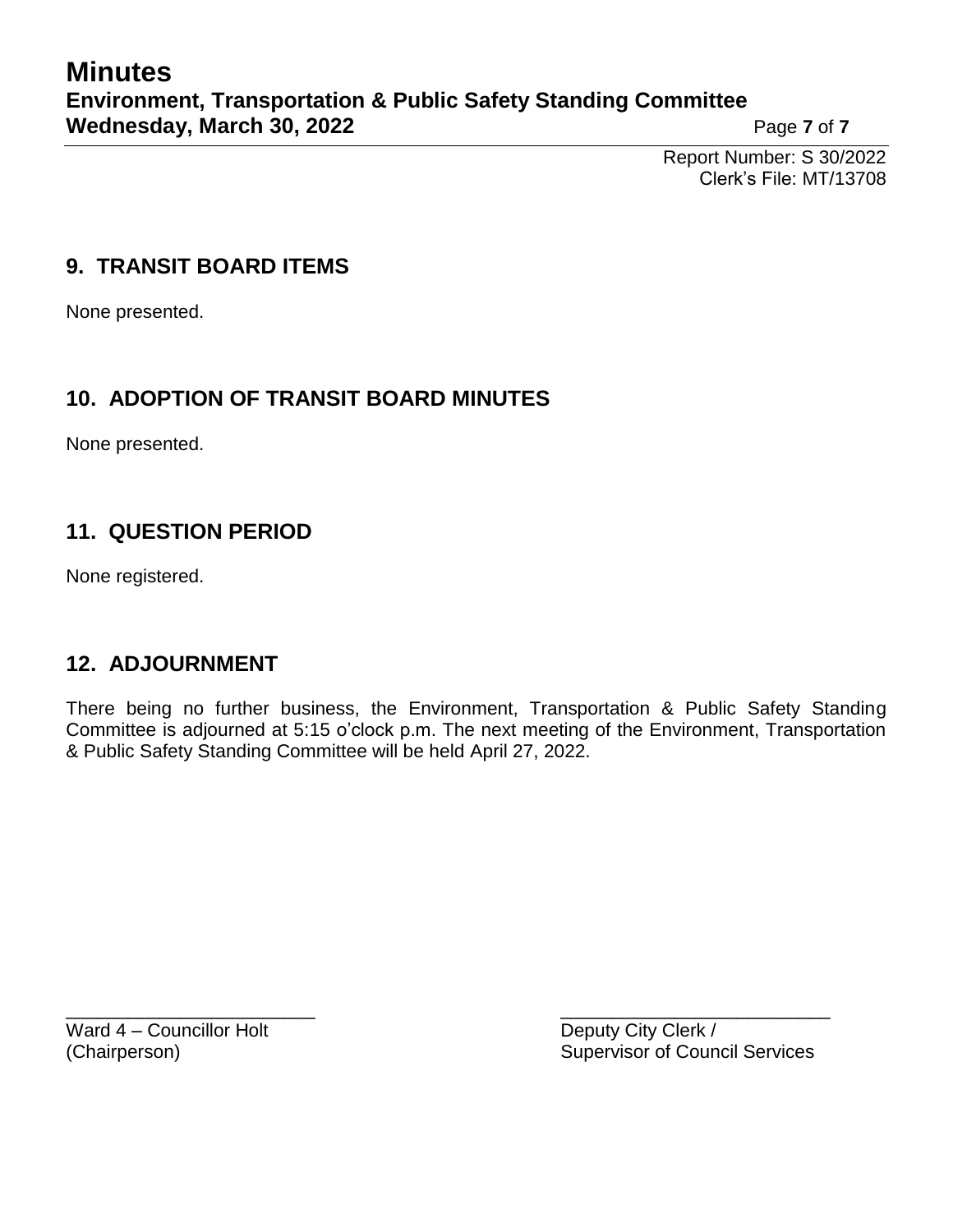Report Number: S 30/2022
Clerk's File: MT/13708

## 9. TRANSIT BOARD ITEMS

None presented.

## 10. ADOPTION OF TRANSIT BOARD MINUTES

None presented.

## 11. QUESTION PERIOD

None registered.

## 12. ADJOURNMENT

There being no further business, the Environment, Transportation & Public Safety Standing Committee is adjourned at 5:15 o'clock p.m. The next meeting of the Environment, Transportation & Public Safety Standing Committee will be held April 27, 2022.

\_\_\_\_\_\_\_\_\_\_\_\_\_\_\_\_\_\_\_\_\_\_\_\_
Ward 4 – Councillor Holt
(Chairperson)

\_\_\_\_\_\_\_\_\_\_\_\_\_\_\_\_\_\_\_\_\_\_\_\_
Deputy City Clerk /
Supervisor of Council Services